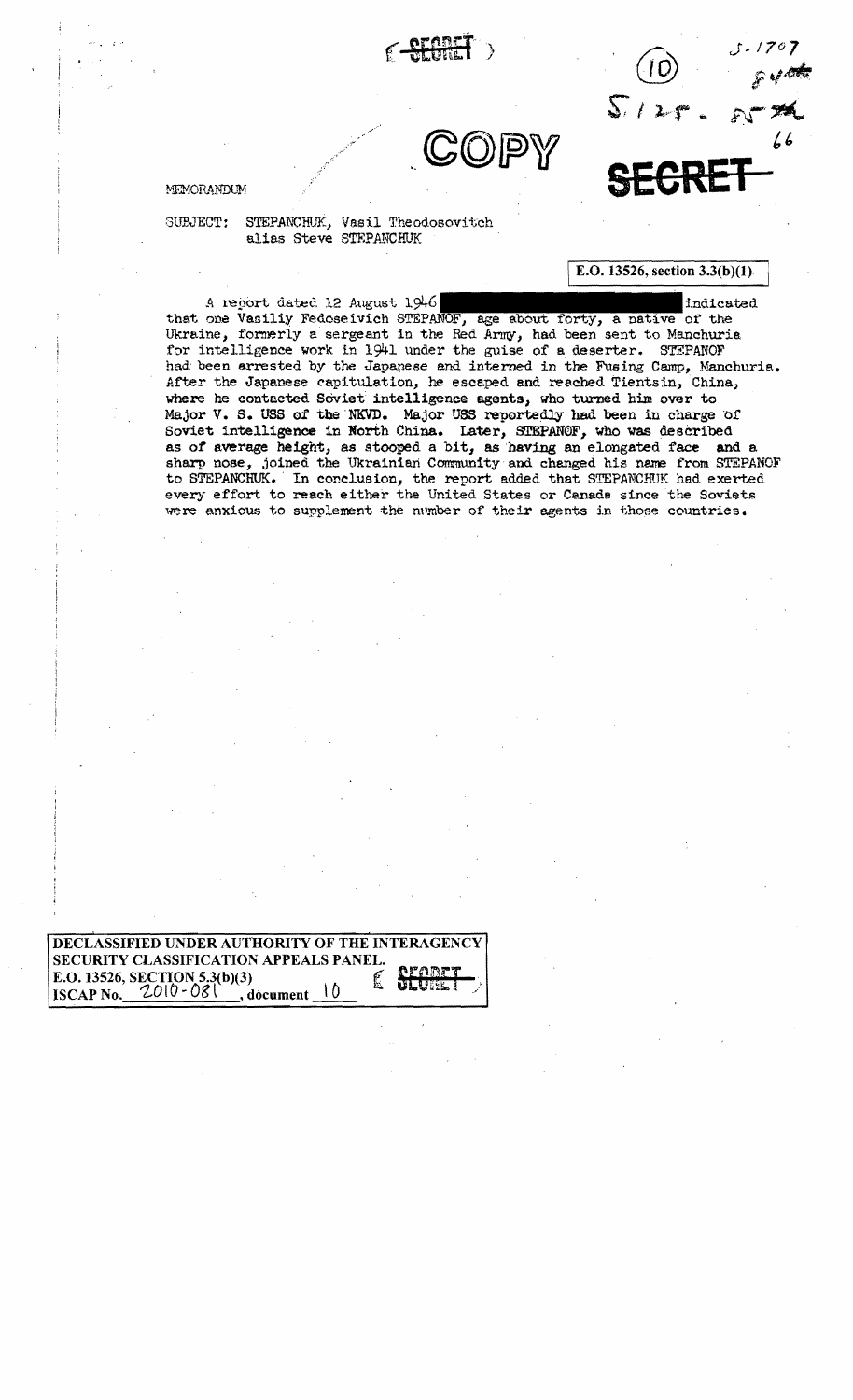SECRET

COPY

SECRET

MEMORANDUM

SUBJECT: STEPANCHUK, Vasil Theodosovitch alias Steve STEPANCHUK

E.O. 13526, section 3.3(b)(1)

A report dated 12 August 1946 [redacted] indicated that one Vasiliy Fedoseivich STEPANOF, age about forty, a native of the Ukraine, formerly a sergeant in the Red Army, had been sent to Manchuria for intelligence work in 1941 under the guise of a deserter. STEPANOF had been arrested by the Japanese and interned in the Fusing Camp, Manchuria. After the Japanese capitulation, he escaped and reached Tientsin, China, where he contacted Soviet intelligence agents, who turned him over to Major V. S. USS of the NKVD. Major USS reportedly had been in charge of Soviet intelligence in North China. Later, STEPANOF, who was described as of average height, as stooped a bit, as having an elongated face and a sharp nose, joined the Ukrainian Community and changed his name from STEPANOF to STEPANCHUK. In conclusion, the report added that STEPANCHUK had exerted every effort to reach either the United States or Canada since the Soviets were anxious to supplement the number of their agents in those countries.

DECLASSIFIED UNDER AUTHORITY OF THE INTERAGENCY SECURITY CLASSIFICATION APPEALS PANEL.
E.O. 13526, SECTION 5.3(b)(3)
ISCAP No. 2010-081, document 10

SECRET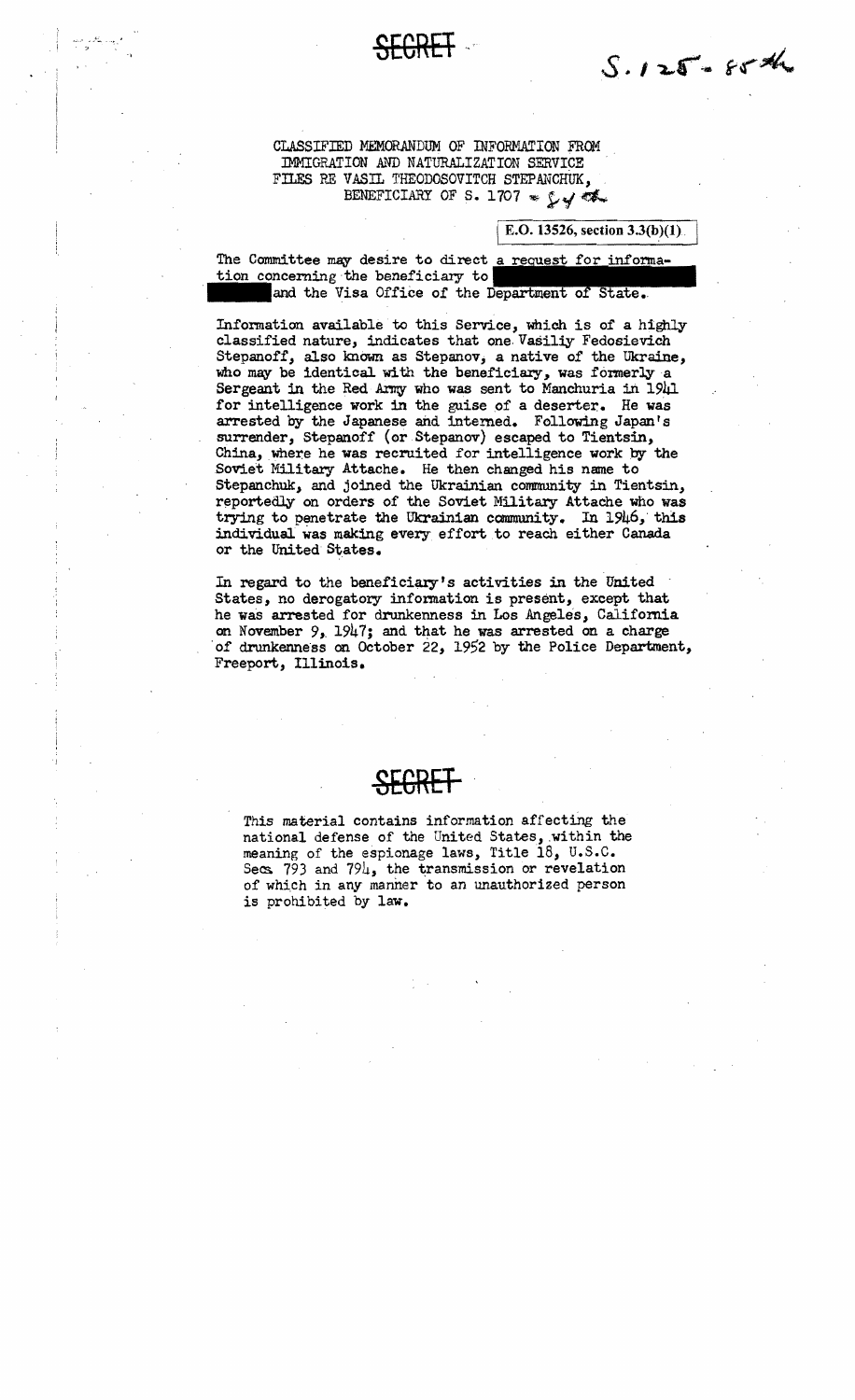SECRET

S. 125 - 85th

CLASSIFIED MEMORANDUM OF INFORMATION FROM IMMIGRATION AND NATURALIZATION SERVICE FILES RE VASIL THEODOSOVITCH STEPANCHUK, BENEFICIARY OF S. 1707 - 84th

E.O. 13526, section 3.3(b)(1)

The Committee may desire to direct a request for information concerning the beneficiary to [REDACTED] and the Visa Office of the Department of State.

Information available to this Service, which is of a highly classified nature, indicates that one Vasiliy Fedosievich Stepanoff, also known as Stepanov, a native of the Ukraine, who may be identical with the beneficiary, was formerly a Sergeant in the Red Army who was sent to Manchuria in 1941 for intelligence work in the guise of a deserter. He was arrested by the Japanese and interned. Following Japan's surrender, Stepanoff (or Stepanov) escaped to Tientsin, China, where he was recruited for intelligence work by the Soviet Military Attache. He then changed his name to Stepanchuk, and joined the Ukrainian community in Tientsin, reportedly on orders of the Soviet Military Attache who was trying to penetrate the Ukrainian community. In 1946, this individual was making every effort to reach either Canada or the United States.

In regard to the beneficiary's activities in the United States, no derogatory information is present, except that he was arrested for drunkenness in Los Angeles, California on November 9, 1947; and that he was arrested on a charge of drunkenness on October 22, 1952 by the Police Department, Freeport, Illinois.

SECRET

This material contains information affecting the national defense of the United States, within the meaning of the espionage laws, Title 18, U.S.C. Secs. 793 and 794, the transmission or revelation of which in any manner to an unauthorized person is prohibited by law.